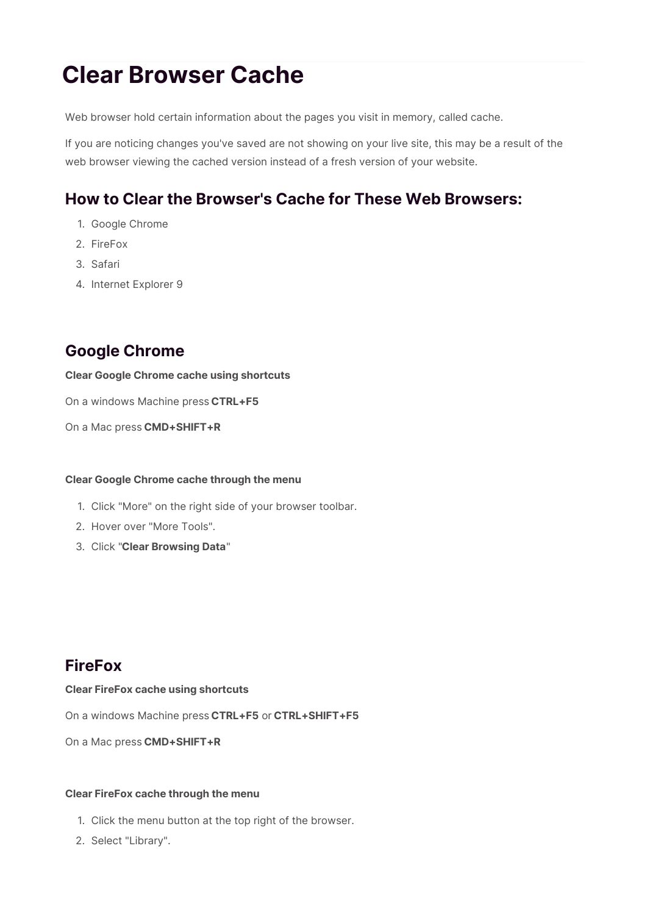# Clear Browser Cache

Web browser hold certain information about the pages you visit in memory, called cache.

If you are noticing changes you've saved are not showing on your live site, this may be a result of the web browser viewing the cached version instead of a fresh version of your website.

## How to Clear the Browser's Cache for These Web Browsers:

1. Google Chrome
2. FireFox
3. Safari
4. Internet Explorer 9

## Google Chrome

**Clear Google Chrome cache using shortcuts**

On a windows Machine press **CTRL+F5**

On a Mac press **CMD+SHIFT+R**

**Clear Google Chrome cache through the menu**

1. Click "More" on the right side of your browser toolbar.
2. Hover over "More Tools".
3. Click "**Clear Browsing Data**"

## FireFox

**Clear FireFox cache using shortcuts**

On a windows Machine press **CTRL+F5** or **CTRL+SHIFT+F5**

On a Mac press **CMD+SHIFT+R**

**Clear FireFox cache through the menu**

1. Click the menu button at the top right of the browser.
2. Select "Library".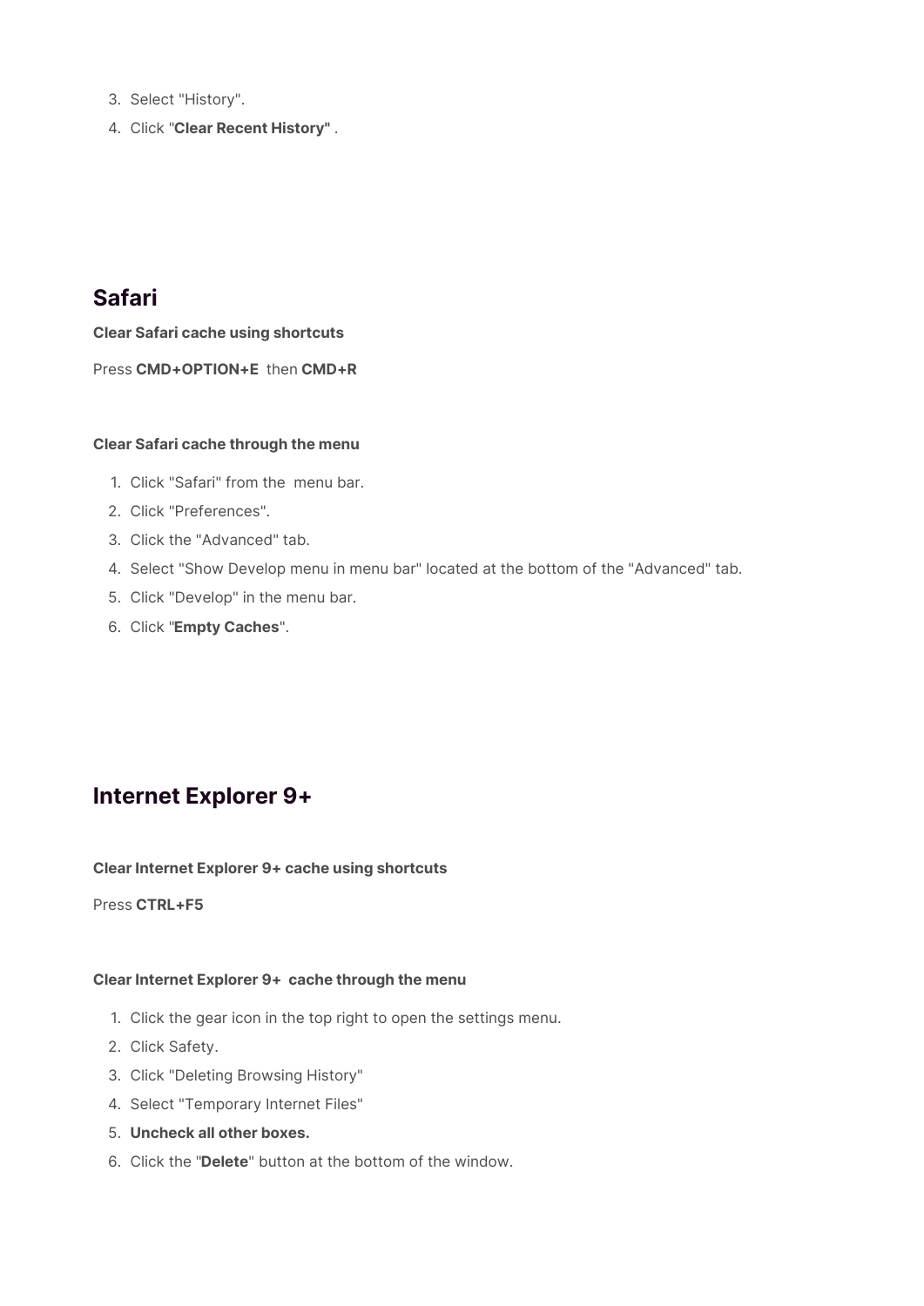3. Select "History".
4. Click "**Clear Recent History"** .

## Safari

**Clear Safari cache using shortcuts**

Press **CMD+OPTION+E** then **CMD+R**

**Clear Safari cache through the menu**

1. Click "Safari" from the menu bar.
2. Click "Preferences".
3. Click the "Advanced" tab.
4. Select "Show Develop menu in menu bar" located at the bottom of the "Advanced" tab.
5. Click "Develop" in the menu bar.
6. Click "**Empty Caches**".

## Internet Explorer 9+

**Clear Internet Explorer 9+ cache using shortcuts**

Press **CTRL+F5**

**Clear Internet Explorer 9+ cache through the menu**

1. Click the gear icon in the top right to open the settings menu.
2. Click Safety.
3. Click "Deleting Browsing History"
4. Select "Temporary Internet Files"
5. **Uncheck all other boxes.**
6. Click the "**Delete**" button at the bottom of the window.